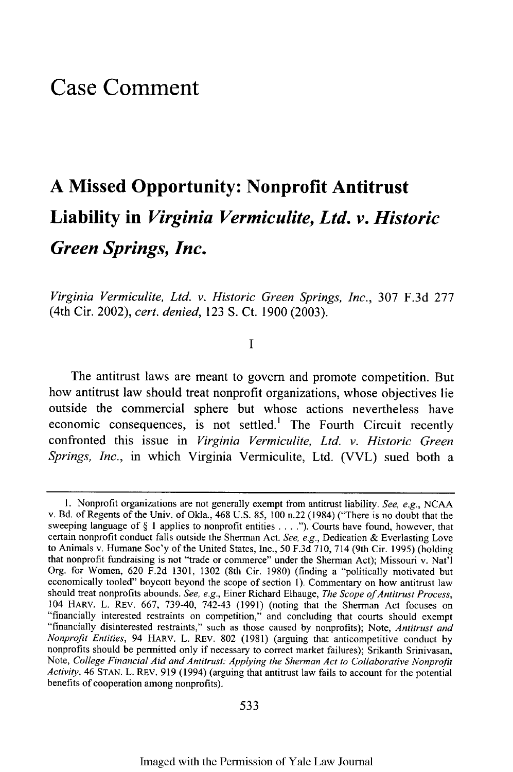# Case Comment

## A Missed Opportunity: Nonprofit Antitrust Liability in *Virginia Vermiculite, Ltd. v. Historic Green Springs, Inc.*

*Virginia Vermiculite, Ltd. v. Historic Green Springs, Inc.*, 307 F.3d 277 (4th Cir. 2002), *cert. denied*, 123 S. Ct. 1900 (2003).

I

The antitrust laws are meant to govern and promote competition. But how antitrust law should treat nonprofit organizations, whose objectives lie outside the commercial sphere but whose actions nevertheless have economic consequences, is not settled.[1] The Fourth Circuit recently confronted this issue in *Virginia Vermiculite, Ltd. v. Historic Green Springs, Inc.*, in which Virginia Vermiculite, Ltd. (VVL) sued both a

---

1. Nonprofit organizations are not generally exempt from antitrust liability. *See, e.g.*, NCAA v. Bd. of Regents of the Univ. of Okla., 468 U.S. 85, 100 n.22 (1984) ("There is no doubt that the sweeping language of § 1 applies to nonprofit entities . . . ."). Courts have found, however, that certain nonprofit conduct falls outside the Sherman Act. *See, e.g.*, Dedication & Everlasting Love to Animals v. Humane Soc'y of the United States, Inc., 50 F.3d 710, 714 (9th Cir. 1995) (holding that nonprofit fundraising is not "trade or commerce" under the Sherman Act); Missouri v. Nat'l Org. for Women, 620 F.2d 1301, 1302 (8th Cir. 1980) (finding a "politically motivated but economically tooled" boycott beyond the scope of section 1). Commentary on how antitrust law should treat nonprofits abounds. *See, e.g.*, Einer Richard Elhauge, *The Scope of Antitrust Process*, 104 HARV. L. REV. 667, 739-40, 742-43 (1991) (noting that the Sherman Act focuses on "financially interested restraints on competition," and concluding that courts should exempt "financially disinterested restraints," such as those caused by nonprofits); Note, *Antitrust and Nonprofit Entities*, 94 HARV. L. REV. 802 (1981) (arguing that anticompetitive conduct by nonprofits should be permitted only if necessary to correct market failures); Srikanth Srinivasan, Note, *College Financial Aid and Antitrust: Applying the Sherman Act to Collaborative Nonprofit Activity*, 46 STAN. L. REV. 919 (1994) (arguing that antitrust law fails to account for the potential benefits of cooperation among nonprofits).

Imaged with the Permission of Yale Law Journal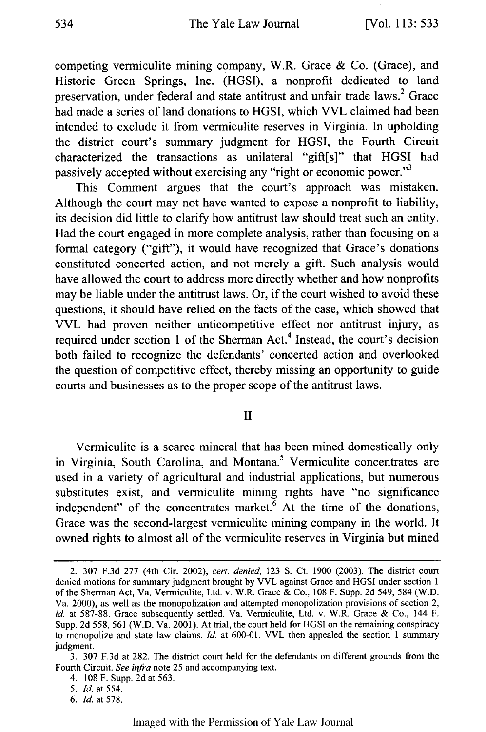competing vermiculite mining company, W.R. Grace & Co. (Grace), and Historic Green Springs, Inc. (HGSI), a nonprofit dedicated to land preservation, under federal and state antitrust and unfair trade laws.[2] Grace had made a series of land donations to HGSI, which VVL claimed had been intended to exclude it from vermiculite reserves in Virginia. In upholding the district court's summary judgment for HGSI, the Fourth Circuit characterized the transactions as unilateral "gift[s]" that HGSI had passively accepted without exercising any "right or economic power."[3]

This Comment argues that the court's approach was mistaken. Although the court may not have wanted to expose a nonprofit to liability, its decision did little to clarify how antitrust law should treat such an entity. Had the court engaged in more complete analysis, rather than focusing on a formal category ("gift"), it would have recognized that Grace's donations constituted concerted action, and not merely a gift. Such analysis would have allowed the court to address more directly whether and how nonprofits may be liable under the antitrust laws. Or, if the court wished to avoid these questions, it should have relied on the facts of the case, which showed that VVL had proven neither anticompetitive effect nor antitrust injury, as required under section 1 of the Sherman Act.[4] Instead, the court's decision both failed to recognize the defendants' concerted action and overlooked the question of competitive effect, thereby missing an opportunity to guide courts and businesses as to the proper scope of the antitrust laws.

## II

Vermiculite is a scarce mineral that has been mined domestically only in Virginia, South Carolina, and Montana.[5] Vermiculite concentrates are used in a variety of agricultural and industrial applications, but numerous substitutes exist, and vermiculite mining rights have "no significance independent" of the concentrates market.[6] At the time of the donations, Grace was the second-largest vermiculite mining company in the world. It owned rights to almost all of the vermiculite reserves in Virginia but mined

---

2. 307 F.3d 277 (4th Cir. 2002), *cert. denied*, 123 S. Ct. 1900 (2003). The district court denied motions for summary judgment brought by VVL against Grace and HGSI under section 1 of the Sherman Act, Va. Vermiculite, Ltd. v. W.R. Grace & Co., 108 F. Supp. 2d 549, 584 (W.D. Va. 2000), as well as the monopolization and attempted monopolization provisions of section 2, *id.* at 587-88. Grace subsequently settled. Va. Vermiculite, Ltd. v. W.R. Grace & Co., 144 F. Supp. 2d 558, 561 (W.D. Va. 2001). At trial, the court held for HGSI on the remaining conspiracy to monopolize and state law claims. *Id.* at 600-01. VVL then appealed the section 1 summary judgment.

3. 307 F.3d at 282. The district court held for the defendants on different grounds from the Fourth Circuit. *See infra* note 25 and accompanying text.

4. 108 F. Supp. 2d at 563.

5. *Id.* at 554.

6. *Id.* at 578.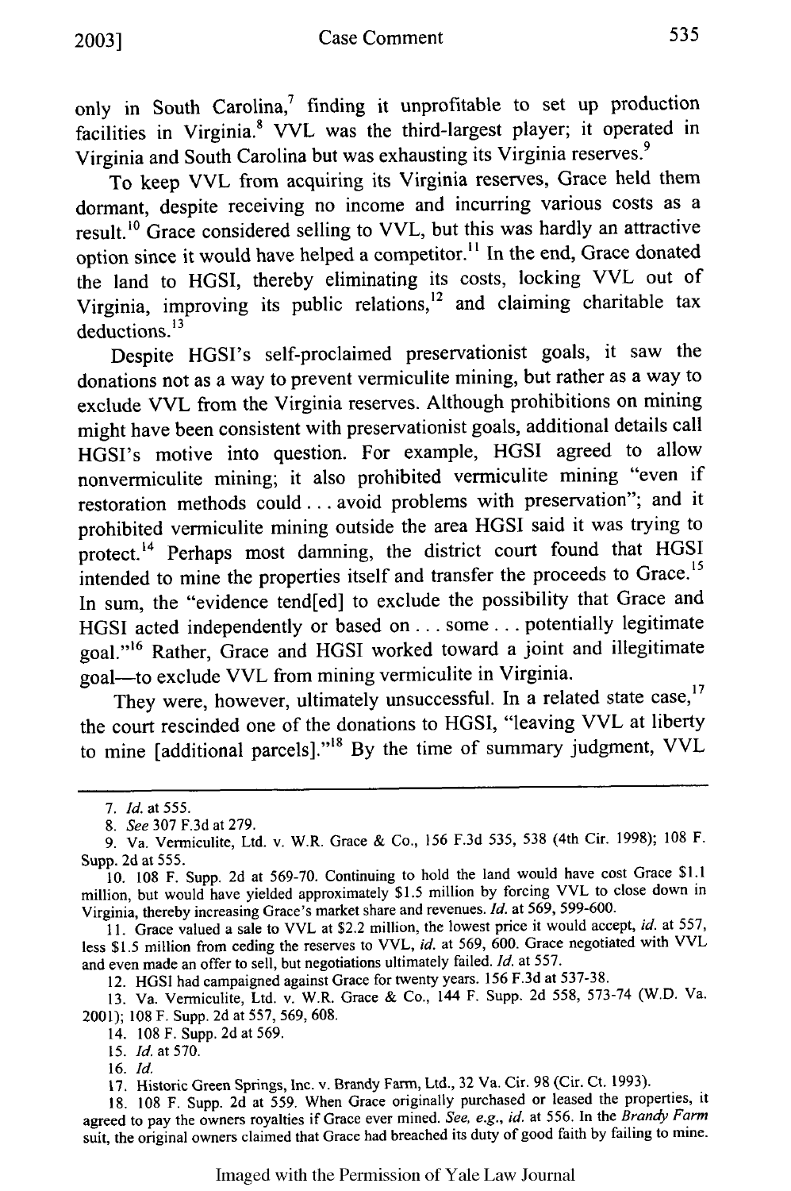only in South Carolina,[7] finding it unprofitable to set up production facilities in Virginia.[8] VVL was the third-largest player; it operated in Virginia and South Carolina but was exhausting its Virginia reserves.[9]

To keep VVL from acquiring its Virginia reserves, Grace held them dormant, despite receiving no income and incurring various costs as a result.[10] Grace considered selling to VVL, but this was hardly an attractive option since it would have helped a competitor.[11] In the end, Grace donated the land to HGSI, thereby eliminating its costs, locking VVL out of Virginia, improving its public relations,[12] and claiming charitable tax deductions.[13]

Despite HGSI's self-proclaimed preservationist goals, it saw the donations not as a way to prevent vermiculite mining, but rather as a way to exclude VVL from the Virginia reserves. Although prohibitions on mining might have been consistent with preservationist goals, additional details call HGSI's motive into question. For example, HGSI agreed to allow nonvermiculite mining; it also prohibited vermiculite mining "even if restoration methods could . . . avoid problems with preservation"; and it prohibited vermiculite mining outside the area HGSI said it was trying to protect.[14] Perhaps most damning, the district court found that HGSI intended to mine the properties itself and transfer the proceeds to Grace.[15] In sum, the "evidence tend[ed] to exclude the possibility that Grace and HGSI acted independently or based on . . . some . . . potentially legitimate goal."[16] Rather, Grace and HGSI worked toward a joint and illegitimate goal—to exclude VVL from mining vermiculite in Virginia.

They were, however, ultimately unsuccessful. In a related state case,[17] the court rescinded one of the donations to HGSI, "leaving VVL at liberty to mine [additional parcels]."[18] By the time of summary judgment, VVL

---

7. *Id.* at 555.

8. *See* 307 F.3d at 279.

9. Va. Vermiculite, Ltd. v. W.R. Grace & Co., 156 F.3d 535, 538 (4th Cir. 1998); 108 F. Supp. 2d at 555.

10. 108 F. Supp. 2d at 569-70. Continuing to hold the land would have cost Grace $1.1 million, but would have yielded approximately $1.5 million by forcing VVL to close down in Virginia, thereby increasing Grace's market share and revenues. *Id.* at 569, 599-600.

11. Grace valued a sale to VVL at $2.2 million, the lowest price it would accept, *id.* at 557, less $1.5 million from ceding the reserves to VVL, *id.* at 569, 600. Grace negotiated with VVL and even made an offer to sell, but negotiations ultimately failed. *Id.* at 557.

12. HGSI had campaigned against Grace for twenty years. 156 F.3d at 537-38.

13. Va. Vermiculite, Ltd. v. W.R. Grace & Co., 144 F. Supp. 2d 558, 573-74 (W.D. Va. 2001); 108 F. Supp. 2d at 557, 569, 608.

14. 108 F. Supp. 2d at 569.

15. *Id.* at 570.

16. *Id.*

17. Historic Green Springs, Inc. v. Brandy Farm, Ltd., 32 Va. Cir. 98 (Cir. Ct. 1993).

18. 108 F. Supp. 2d at 559. When Grace originally purchased or leased the properties, it agreed to pay the owners royalties if Grace ever mined. *See, e.g.*, *id.* at 556. In the *Brandy Farm* suit, the original owners claimed that Grace had breached its duty of good faith by failing to mine.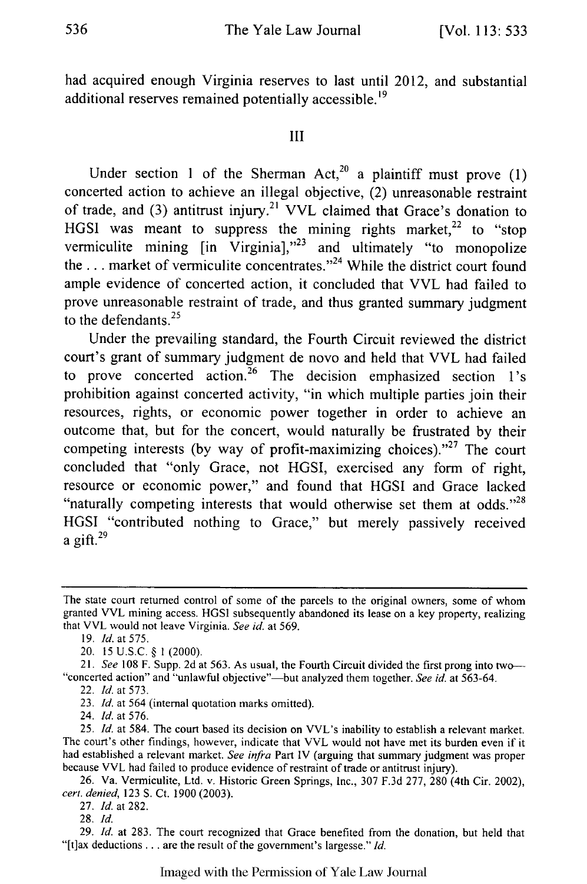had acquired enough Virginia reserves to last until 2012, and substantial additional reserves remained potentially accessible.[19]

## III

Under section 1 of the Sherman Act,[20] a plaintiff must prove (1) concerted action to achieve an illegal objective, (2) unreasonable restraint of trade, and (3) antitrust injury.[21] VVL claimed that Grace's donation to HGSI was meant to suppress the mining rights market,[22] to "stop vermiculite mining [in Virginia],"[23] and ultimately "to monopolize the . . . market of vermiculite concentrates."[24] While the district court found ample evidence of concerted action, it concluded that VVL had failed to prove unreasonable restraint of trade, and thus granted summary judgment to the defendants.[25]

Under the prevailing standard, the Fourth Circuit reviewed the district court's grant of summary judgment de novo and held that VVL had failed to prove concerted action.[26] The decision emphasized section 1's prohibition against concerted activity, "in which multiple parties join their resources, rights, or economic power together in order to achieve an outcome that, but for the concert, would naturally be frustrated by their competing interests (by way of profit-maximizing choices)."[27] The court concluded that "only Grace, not HGSI, exercised any form of right, resource or economic power," and found that HGSI and Grace lacked "naturally competing interests that would otherwise set them at odds."[28] HGSI "contributed nothing to Grace," but merely passively received a gift.[29]

---

The state court returned control of some of the parcels to the original owners, some of whom granted VVL mining access. HGSI subsequently abandoned its lease on a key property, realizing that VVL would not leave Virginia. *See id.* at 569.

19. *Id.* at 575.

20. 15 U.S.C. § 1 (2000).

21. *See* 108 F. Supp. 2d at 563. As usual, the Fourth Circuit divided the first prong into two—"concerted action" and "unlawful objective"—but analyzed them together. *See id.* at 563-64.

22. *Id.* at 573.

23. *Id.* at 564 (internal quotation marks omitted).

24. *Id.* at 576.

25. *Id.* at 584. The court based its decision on VVL's inability to establish a relevant market. The court's other findings, however, indicate that VVL would not have met its burden even if it had established a relevant market. *See infra* Part IV (arguing that summary judgment was proper because VVL had failed to produce evidence of restraint of trade or antitrust injury).

26. Va. Vermiculite, Ltd. v. Historic Green Springs, Inc., 307 F.3d 277, 280 (4th Cir. 2002), *cert. denied*, 123 S. Ct. 1900 (2003).

27. *Id.* at 282.

28. *Id.*

29. *Id.* at 283. The court recognized that Grace benefited from the donation, but held that "[t]ax deductions . . . are the result of the government's largesse." *Id.*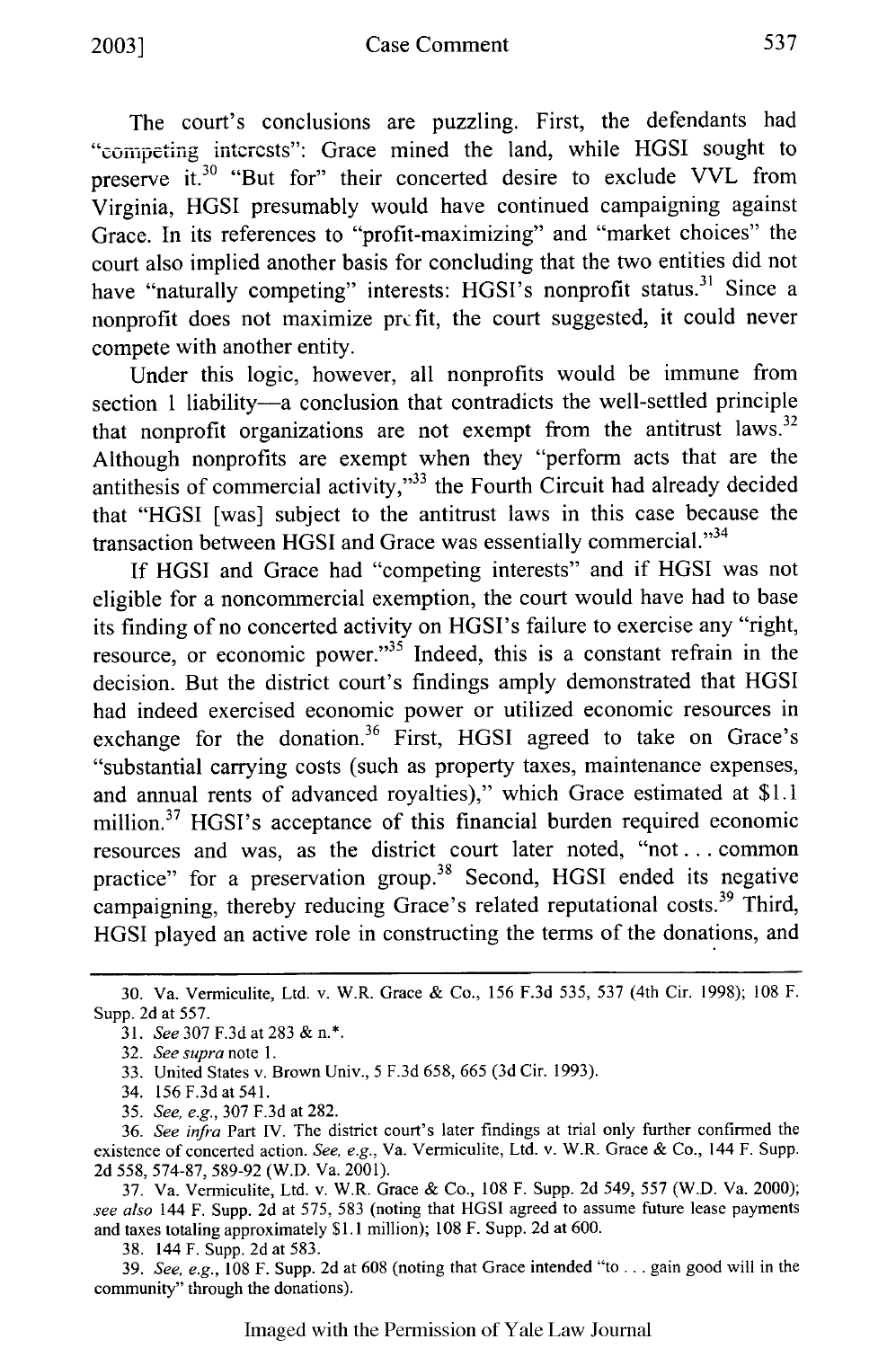The court's conclusions are puzzling. First, the defendants had "competing interests": Grace mined the land, while HGSI sought to preserve it.[30] "But for" their concerted desire to exclude VVL from Virginia, HGSI presumably would have continued campaigning against Grace. In its references to "profit-maximizing" and "market choices" the court also implied another basis for concluding that the two entities did not have "naturally competing" interests: HGSI's nonprofit status.[31] Since a nonprofit does not maximize profit, the court suggested, it could never compete with another entity.

Under this logic, however, all nonprofits would be immune from section 1 liability—a conclusion that contradicts the well-settled principle that nonprofit organizations are not exempt from the antitrust laws.[32] Although nonprofits are exempt when they "perform acts that are the antithesis of commercial activity,"[33] the Fourth Circuit had already decided that "HGSI [was] subject to the antitrust laws in this case because the transaction between HGSI and Grace was essentially commercial."[34]

If HGSI and Grace had "competing interests" and if HGSI was not eligible for a noncommercial exemption, the court would have had to base its finding of no concerted activity on HGSI's failure to exercise any "right, resource, or economic power."[35] Indeed, this is a constant refrain in the decision. But the district court's findings amply demonstrated that HGSI had indeed exercised economic power or utilized economic resources in exchange for the donation.[36] First, HGSI agreed to take on Grace's "substantial carrying costs (such as property taxes, maintenance expenses, and annual rents of advanced royalties)," which Grace estimated at $1.1 million.[37] HGSI's acceptance of this financial burden required economic resources and was, as the district court later noted, "not . . . common practice" for a preservation group.[38] Second, HGSI ended its negative campaigning, thereby reducing Grace's related reputational costs.[39] Third, HGSI played an active role in constructing the terms of the donations, and

---

30. Va. Vermiculite, Ltd. v. W.R. Grace & Co., 156 F.3d 535, 537 (4th Cir. 1998); 108 F. Supp. 2d at 557.

31. *See* 307 F.3d at 283 & n.*.

32. *See supra* note 1.

33. United States v. Brown Univ., 5 F.3d 658, 665 (3d Cir. 1993).

34. 156 F.3d at 541.

35. *See, e.g.*, 307 F.3d at 282.

36. *See infra* Part IV. The district court's later findings at trial only further confirmed the existence of concerted action. *See, e.g.*, Va. Vermiculite, Ltd. v. W.R. Grace & Co., 144 F. Supp. 2d 558, 574-87, 589-92 (W.D. Va. 2001).

37. Va. Vermiculite, Ltd. v. W.R. Grace & Co., 108 F. Supp. 2d 549, 557 (W.D. Va. 2000); *see also* 144 F. Supp. 2d at 575, 583 (noting that HGSI agreed to assume future lease payments and taxes totaling approximately $1.1 million); 108 F. Supp. 2d at 600.

38. 144 F. Supp. 2d at 583.

39. *See, e.g.*, 108 F. Supp. 2d at 608 (noting that Grace intended "to . . . gain good will in the community" through the donations).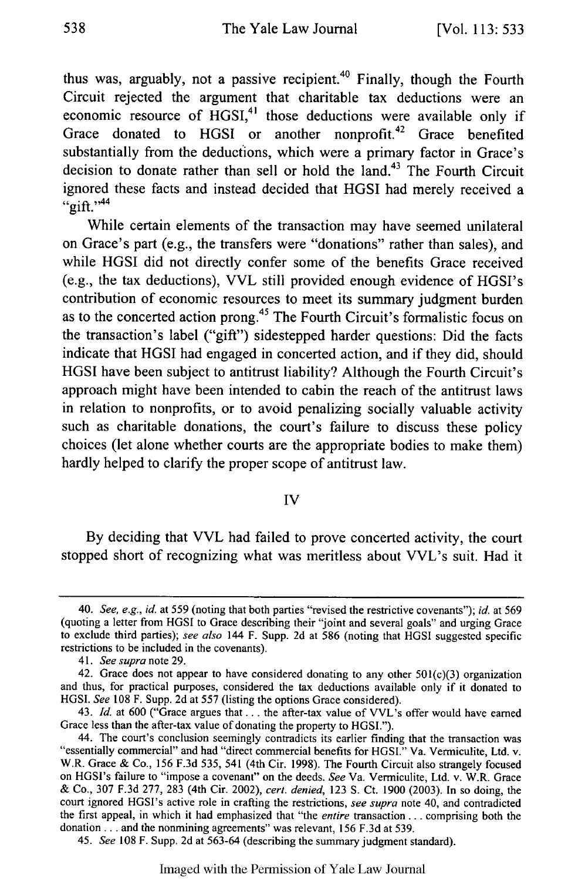thus was, arguably, not a passive recipient.[40] Finally, though the Fourth Circuit rejected the argument that charitable tax deductions were an economic resource of HGSI,[41] those deductions were available only if Grace donated to HGSI or another nonprofit.[42] Grace benefited substantially from the deductions, which were a primary factor in Grace's decision to donate rather than sell or hold the land.[43] The Fourth Circuit ignored these facts and instead decided that HGSI had merely received a "gift."[44]

While certain elements of the transaction may have seemed unilateral on Grace's part (e.g., the transfers were "donations" rather than sales), and while HGSI did not directly confer some of the benefits Grace received (e.g., the tax deductions), VVL still provided enough evidence of HGSI's contribution of economic resources to meet its summary judgment burden as to the concerted action prong.[45] The Fourth Circuit's formalistic focus on the transaction's label ("gift") sidestepped harder questions: Did the facts indicate that HGSI had engaged in concerted action, and if they did, should HGSI have been subject to antitrust liability? Although the Fourth Circuit's approach might have been intended to cabin the reach of the antitrust laws in relation to nonprofits, or to avoid penalizing socially valuable activity such as charitable donations, the court's failure to discuss these policy choices (let alone whether courts are the appropriate bodies to make them) hardly helped to clarify the proper scope of antitrust law.

## IV

By deciding that VVL had failed to prove concerted activity, the court stopped short of recognizing what was meritless about VVL's suit. Had it

---

40. *See, e.g.*, *id.* at 559 (noting that both parties "revised the restrictive covenants"); *id.* at 569 (quoting a letter from HGSI to Grace describing their "joint and several goals" and urging Grace to exclude third parties); *see also* 144 F. Supp. 2d at 586 (noting that HGSI suggested specific restrictions to be included in the covenants).

41. *See supra* note 29.

42. Grace does not appear to have considered donating to any other 501(c)(3) organization and thus, for practical purposes, considered the tax deductions available only if it donated to HGSI. *See* 108 F. Supp. 2d at 557 (listing the options Grace considered).

43. *Id.* at 600 ("Grace argues that . . . the after-tax value of VVL's offer would have earned Grace less than the after-tax value of donating the property to HGSI.").

44. The court's conclusion seemingly contradicts its earlier finding that the transaction was "essentially commercial" and had "direct commercial benefits for HGSI." Va. Vermiculite, Ltd. v. W.R. Grace & Co., 156 F.3d 535, 541 (4th Cir. 1998). The Fourth Circuit also strangely focused on HGSI's failure to "impose a covenant" on the deeds. *See* Va. Vermiculite, Ltd. v. W.R. Grace & Co., 307 F.3d 277, 283 (4th Cir. 2002), *cert. denied*, 123 S. Ct. 1900 (2003). In so doing, the court ignored HGSI's active role in crafting the restrictions, *see supra* note 40, and contradicted the first appeal, in which it had emphasized that "the *entire* transaction . . . comprising both the donation . . . and the nonmining agreements" was relevant, 156 F.3d at 539.

45. *See* 108 F. Supp. 2d at 563-64 (describing the summary judgment standard).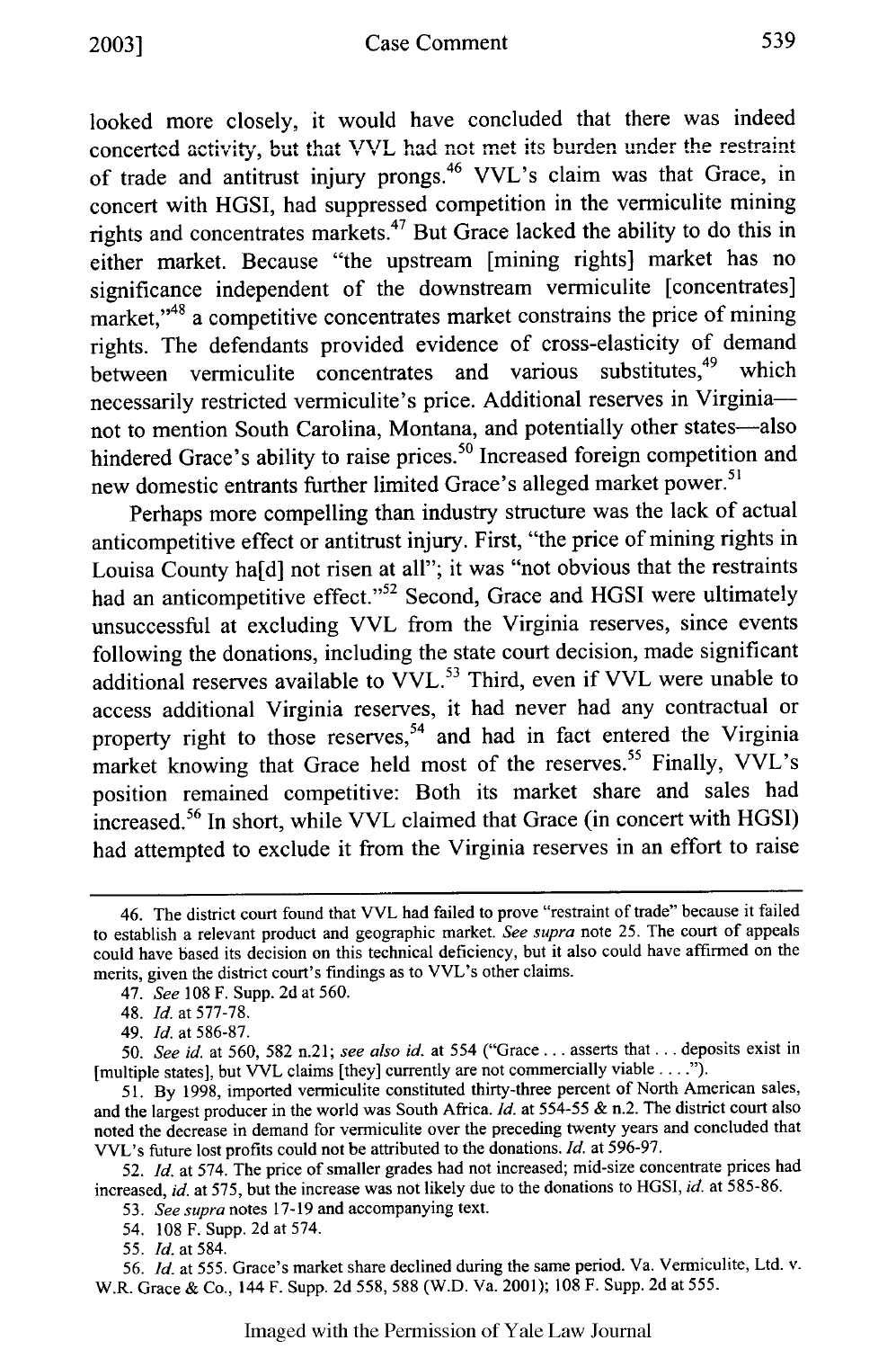looked more closely, it would have concluded that there was indeed concerted activity, but that VVL had not met its burden under the restraint of trade and antitrust injury prongs.[46] VVL's claim was that Grace, in concert with HGSI, had suppressed competition in the vermiculite mining rights and concentrates markets.[47] But Grace lacked the ability to do this in either market. Because "the upstream [mining rights] market has no significance independent of the downstream vermiculite [concentrates] market,"[48] a competitive concentrates market constrains the price of mining rights. The defendants provided evidence of cross-elasticity of demand between vermiculite concentrates and various substitutes,[49] which necessarily restricted vermiculite's price. Additional reserves in Virginia—not to mention South Carolina, Montana, and potentially other states—also hindered Grace's ability to raise prices.[50] Increased foreign competition and new domestic entrants further limited Grace's alleged market power.[51]

Perhaps more compelling than industry structure was the lack of actual anticompetitive effect or antitrust injury. First, "the price of mining rights in Louisa County ha[d] not risen at all"; it was "not obvious that the restraints had an anticompetitive effect."[52] Second, Grace and HGSI were ultimately unsuccessful at excluding VVL from the Virginia reserves, since events following the donations, including the state court decision, made significant additional reserves available to VVL.[53] Third, even if VVL were unable to access additional Virginia reserves, it had never had any contractual or property right to those reserves,[54] and had in fact entered the Virginia market knowing that Grace held most of the reserves.[55] Finally, VVL's position remained competitive: Both its market share and sales had increased.[56] In short, while VVL claimed that Grace (in concert with HGSI) had attempted to exclude it from the Virginia reserves in an effort to raise

---

46. The district court found that VVL had failed to prove "restraint of trade" because it failed to establish a relevant product and geographic market. *See supra* note 25. The court of appeals could have based its decision on this technical deficiency, but it also could have affirmed on the merits, given the district court's findings as to VVL's other claims.

47. *See* 108 F. Supp. 2d at 560.

48. *Id.* at 577-78.

49. *Id.* at 586-87.

50. *See id.* at 560, 582 n.21; *see also id.* at 554 ("Grace ... asserts that ... deposits exist in [multiple states], but VVL claims [they] currently are not commercially viable ....").

51. By 1998, imported vermiculite constituted thirty-three percent of North American sales, and the largest producer in the world was South Africa. *Id.* at 554-55 & n.2. The district court also noted the decrease in demand for vermiculite over the preceding twenty years and concluded that VVL's future lost profits could not be attributed to the donations. *Id.* at 596-97.

52. *Id.* at 574. The price of smaller grades had not increased; mid-size concentrate prices had increased, *id.* at 575, but the increase was not likely due to the donations to HGSI, *id.* at 585-86.

53. *See supra* notes 17-19 and accompanying text.

54. 108 F. Supp. 2d at 574.

55. *Id.* at 584.

56. *Id.* at 555. Grace's market share declined during the same period. Va. Vermiculite, Ltd. v. W.R. Grace & Co., 144 F. Supp. 2d 558, 588 (W.D. Va. 2001); 108 F. Supp. 2d at 555.

Imaged with the Permission of Yale Law Journal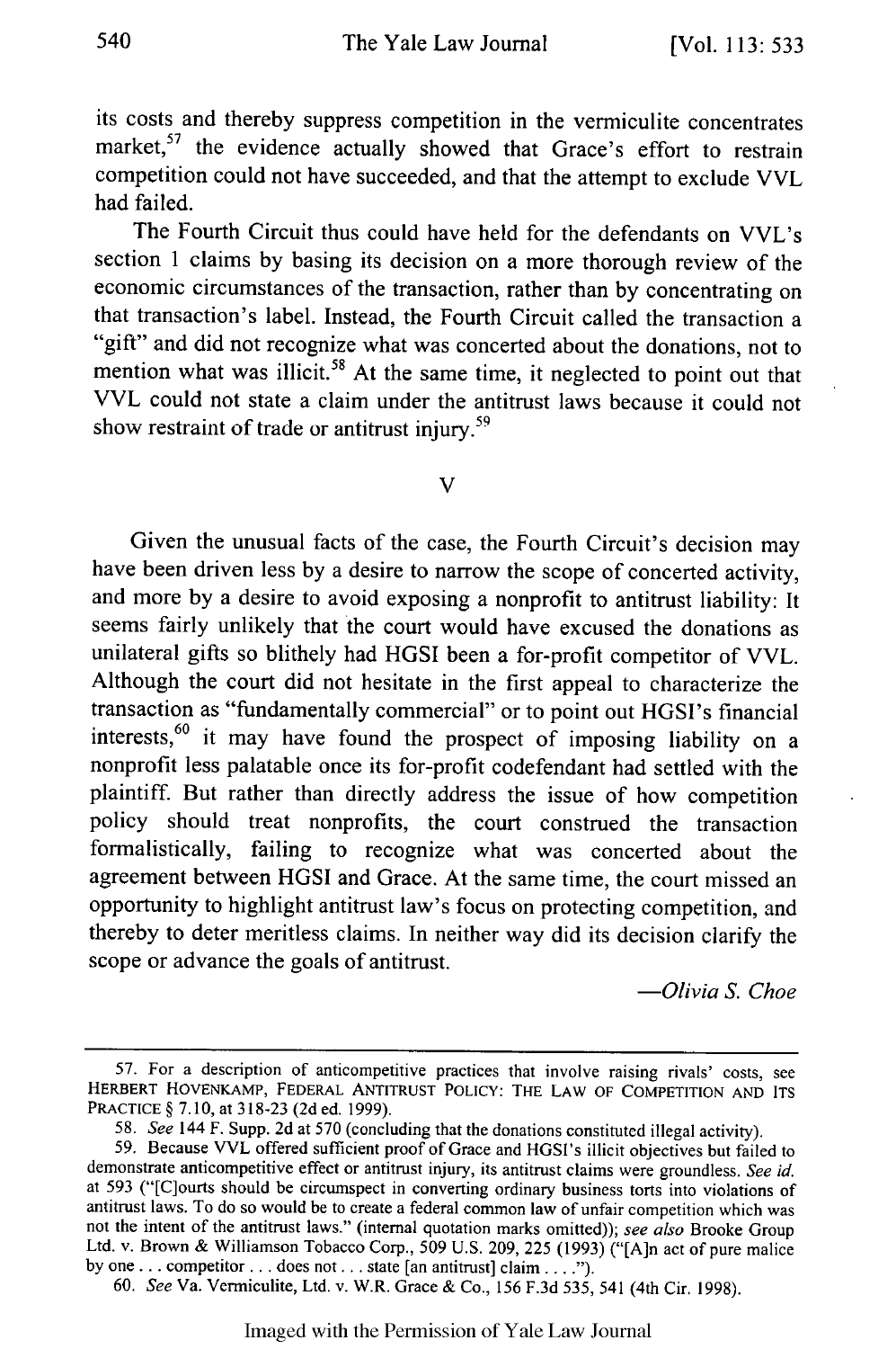its costs and thereby suppress competition in the vermiculite concentrates market,[57] the evidence actually showed that Grace's effort to restrain competition could not have succeeded, and that the attempt to exclude VVL had failed.

The Fourth Circuit thus could have held for the defendants on VVL's section 1 claims by basing its decision on a more thorough review of the economic circumstances of the transaction, rather than by concentrating on that transaction's label. Instead, the Fourth Circuit called the transaction a "gift" and did not recognize what was concerted about the donations, not to mention what was illicit.[58] At the same time, it neglected to point out that VVL could not state a claim under the antitrust laws because it could not show restraint of trade or antitrust injury.[59]

## V

Given the unusual facts of the case, the Fourth Circuit's decision may have been driven less by a desire to narrow the scope of concerted activity, and more by a desire to avoid exposing a nonprofit to antitrust liability: It seems fairly unlikely that the court would have excused the donations as unilateral gifts so blithely had HGSI been a for-profit competitor of VVL. Although the court did not hesitate in the first appeal to characterize the transaction as "fundamentally commercial" or to point out HGSI's financial interests,[60] it may have found the prospect of imposing liability on a nonprofit less palatable once its for-profit codefendant had settled with the plaintiff. But rather than directly address the issue of how competition policy should treat nonprofits, the court construed the transaction formalistically, failing to recognize what was concerted about the agreement between HGSI and Grace. At the same time, the court missed an opportunity to highlight antitrust law's focus on protecting competition, and thereby to deter meritless claims. In neither way did its decision clarify the scope or advance the goals of antitrust.

—*Olivia S. Choe*

---

57. For a description of anticompetitive practices that involve raising rivals' costs, see HERBERT HOVENKAMP, FEDERAL ANTITRUST POLICY: THE LAW OF COMPETITION AND ITS PRACTICE § 7.10, at 318-23 (2d ed. 1999).

58. *See* 144 F. Supp. 2d at 570 (concluding that the donations constituted illegal activity).

59. Because VVL offered sufficient proof of Grace and HGSI's illicit objectives but failed to demonstrate anticompetitive effect or antitrust injury, its antitrust claims were groundless. *See id.* at 593 ("[C]ourts should be circumspect in converting ordinary business torts into violations of antitrust laws. To do so would be to create a federal common law of unfair competition which was not the intent of the antitrust laws." (internal quotation marks omitted)); *see also* Brooke Group Ltd. v. Brown & Williamson Tobacco Corp., 509 U.S. 209, 225 (1993) ("[A]n act of pure malice by one . . . competitor . . . does not . . . state [an antitrust] claim . . . .").

60. *See* Va. Vermiculite, Ltd. v. W.R. Grace & Co., 156 F.3d 535, 541 (4th Cir. 1998).